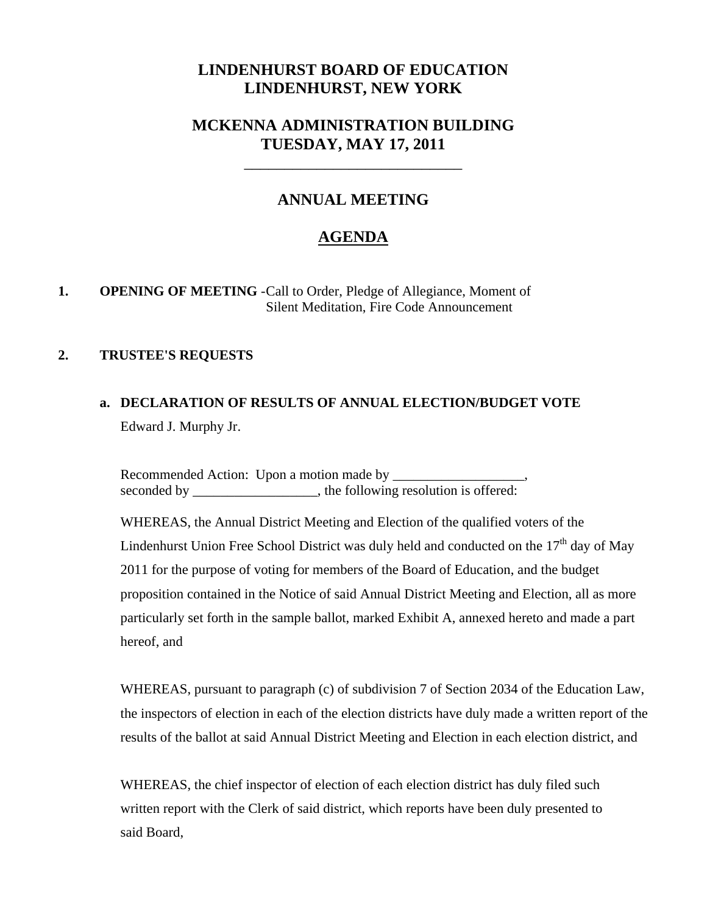# LINDENHURST BOARD OF EDUCATION
# LINDENHURST, NEW YORK

## MCKENNA ADMINISTRATION BUILDING
## TUESDAY, MAY 17, 2011

---

## ANNUAL MEETING

## AGENDA

**1. OPENING OF MEETING** -Call to Order, Pledge of Allegiance, Moment of Silent Meditation, Fire Code Announcement

**2. TRUSTEE'S REQUESTS**

**a. DECLARATION OF RESULTS OF ANNUAL ELECTION/BUDGET VOTE**

Edward J. Murphy Jr.

Recommended Action: Upon a motion made by ___________________, seconded by __________________, the following resolution is offered:

WHEREAS, the Annual District Meeting and Election of the qualified voters of the Lindenhurst Union Free School District was duly held and conducted on the 17th day of May 2011 for the purpose of voting for members of the Board of Education, and the budget proposition contained in the Notice of said Annual District Meeting and Election, all as more particularly set forth in the sample ballot, marked Exhibit A, annexed hereto and made a part hereof, and

WHEREAS, pursuant to paragraph (c) of subdivision 7 of Section 2034 of the Education Law, the inspectors of election in each of the election districts have duly made a written report of the results of the ballot at said Annual District Meeting and Election in each election district, and

WHEREAS, the chief inspector of election of each election district has duly filed such written report with the Clerk of said district, which reports have been duly presented to said Board,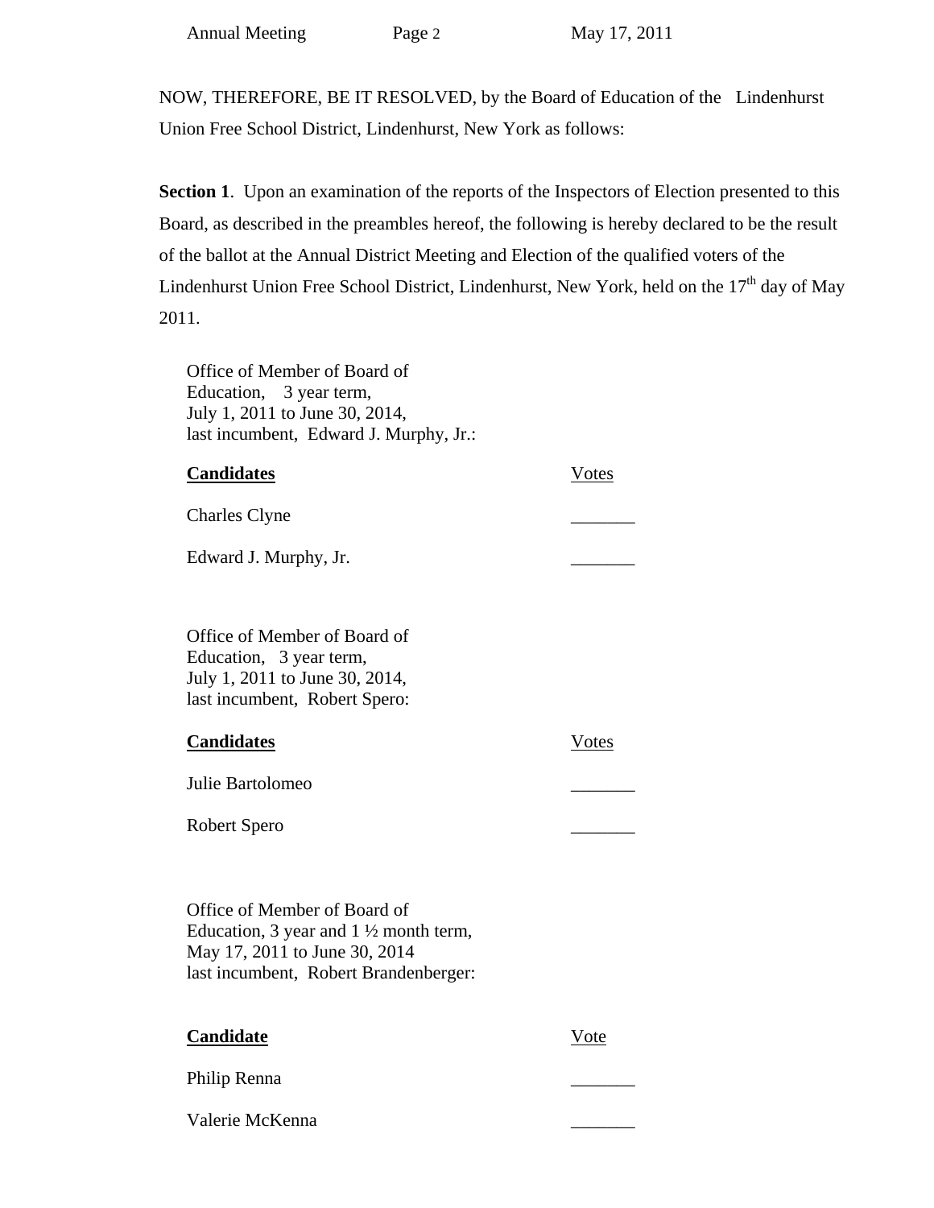NOW, THEREFORE, BE IT RESOLVED, by the Board of Education of the Lindenhurst Union Free School District, Lindenhurst, New York as follows:

**Section 1**. Upon an examination of the reports of the Inspectors of Election presented to this Board, as described in the preambles hereof, the following is hereby declared to be the result of the ballot at the Annual District Meeting and Election of the qualified voters of the Lindenhurst Union Free School District, Lindenhurst, New York, held on the 17th day of May 2011.

Office of Member of Board of Education, 3 year term, July 1, 2011 to June 30, 2014, last incumbent, Edward J. Murphy, Jr.:

| **Candidates** | Votes |
|---|---|
| Charles Clyne | _______ |
| Edward J. Murphy, Jr. | _______ |

Office of Member of Board of Education, 3 year term, July 1, 2011 to June 30, 2014, last incumbent, Robert Spero:

| **Candidates** | Votes |
|---|---|
| Julie Bartolomeo | _______ |
| Robert Spero | _______ |

Office of Member of Board of Education, 3 year and 1 ½ month term, May 17, 2011 to June 30, 2014 last incumbent, Robert Brandenberger:

| **Candidate** | Vote |
|---|---|
| Philip Renna | _______ |
| Valerie McKenna | _______ |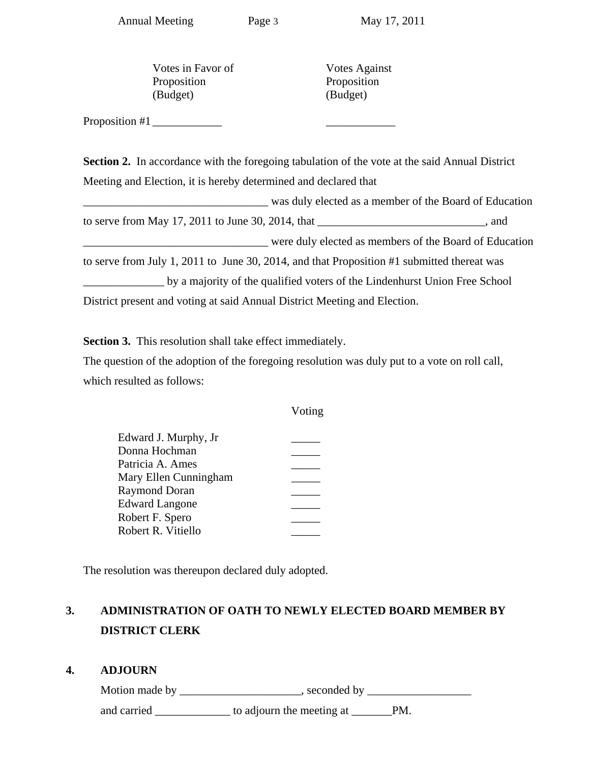| | Votes in Favor of Proposition (Budget) | Votes Against Proposition (Budget) |
|---|---|---|
| Proposition #1 | ____________ | ____________ |

**Section 2.** In accordance with the foregoing tabulation of the vote at the said Annual District Meeting and Election, it is hereby determined and declared that ________________________________ was duly elected as a member of the Board of Education to serve from May 17, 2011 to June 30, 2014, that _____________________________, and ________________________________ were duly elected as members of the Board of Education to serve from July 1, 2011 to June 30, 2014, and that Proposition #1 submitted thereat was ______________ by a majority of the qualified voters of the Lindenhurst Union Free School District present and voting at said Annual District Meeting and Election.

**Section 3.** This resolution shall take effect immediately.

The question of the adoption of the foregoing resolution was duly put to a vote on roll call, which resulted as follows:

| | Voting |
|---|---|
| Edward J. Murphy, Jr | _____ |
| Donna Hochman | _____ |
| Patricia A. Ames | _____ |
| Mary Ellen Cunningham | _____ |
| Raymond Doran | _____ |
| Edward Langone | _____ |
| Robert F. Spero | _____ |
| Robert R. Vitiello | _____ |

The resolution was thereupon declared duly adopted.

## 3. ADMINISTRATION OF OATH TO NEWLY ELECTED BOARD MEMBER BY DISTRICT CLERK

## 4. ADJOURN

Motion made by _____________________, seconded by __________________ and carried _____________ to adjourn the meeting at _______PM.